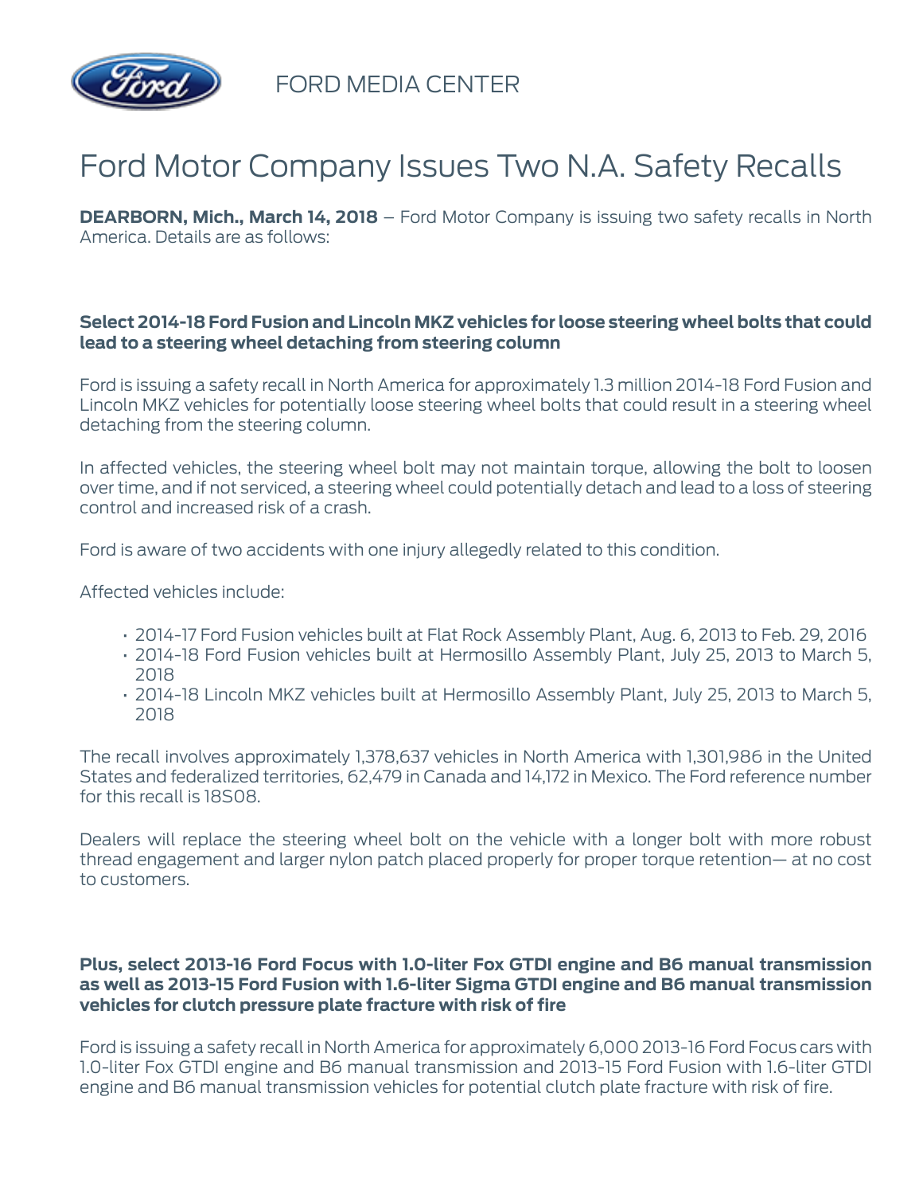FORD MEDIA CENTER

# Ford Motor Company Issues Two N.A. Safety Recalls

**DEARBORN, Mich., March 14, 2018** – Ford Motor Company is issuing two safety recalls in North America. Details are as follows:

**Select 2014-18 Ford Fusion and Lincoln MKZ vehicles for loose steering wheel bolts that could lead to a steering wheel detaching from steering column**

Ford is issuing a safety recall in North America for approximately 1.3 million 2014-18 Ford Fusion and Lincoln MKZ vehicles for potentially loose steering wheel bolts that could result in a steering wheel detaching from the steering column.

In affected vehicles, the steering wheel bolt may not maintain torque, allowing the bolt to loosen over time, and if not serviced, a steering wheel could potentially detach and lead to a loss of steering control and increased risk of a crash.

Ford is aware of two accidents with one injury allegedly related to this condition.

Affected vehicles include:

- 2014-17 Ford Fusion vehicles built at Flat Rock Assembly Plant, Aug. 6, 2013 to Feb. 29, 2016
- 2014-18 Ford Fusion vehicles built at Hermosillo Assembly Plant, July 25, 2013 to March 5, 2018
- 2014-18 Lincoln MKZ vehicles built at Hermosillo Assembly Plant, July 25, 2013 to March 5, 2018

The recall involves approximately 1,378,637 vehicles in North America with 1,301,986 in the United States and federalized territories, 62,479 in Canada and 14,172 in Mexico. The Ford reference number for this recall is 18S08.

Dealers will replace the steering wheel bolt on the vehicle with a longer bolt with more robust thread engagement and larger nylon patch placed properly for proper torque retention— at no cost to customers.

**Plus, select 2013-16 Ford Focus with 1.0-liter Fox GTDI engine and B6 manual transmission as well as 2013-15 Ford Fusion with 1.6-liter Sigma GTDI engine and B6 manual transmission vehicles for clutch pressure plate fracture with risk of fire**

Ford is issuing a safety recall in North America for approximately 6,000 2013-16 Ford Focus cars with 1.0-liter Fox GTDI engine and B6 manual transmission and 2013-15 Ford Fusion with 1.6-liter GTDI engine and B6 manual transmission vehicles for potential clutch plate fracture with risk of fire.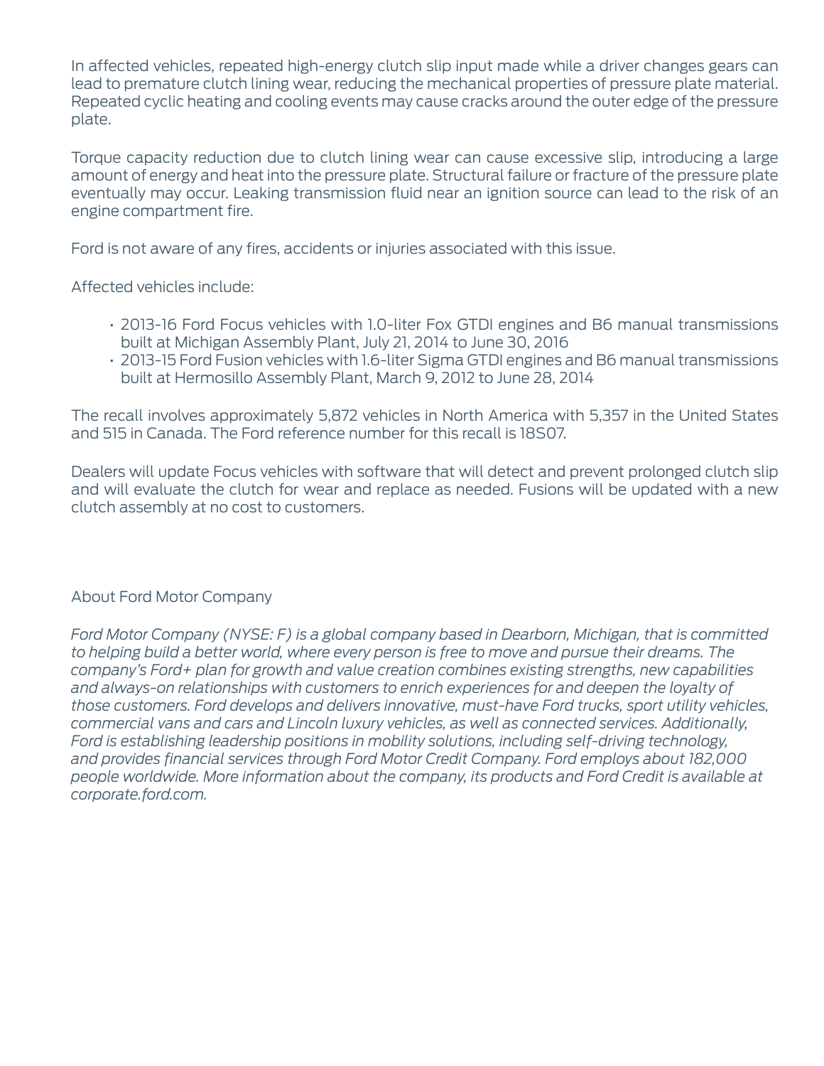In affected vehicles, repeated high-energy clutch slip input made while a driver changes gears can lead to premature clutch lining wear, reducing the mechanical properties of pressure plate material. Repeated cyclic heating and cooling events may cause cracks around the outer edge of the pressure plate.

Torque capacity reduction due to clutch lining wear can cause excessive slip, introducing a large amount of energy and heat into the pressure plate. Structural failure or fracture of the pressure plate eventually may occur. Leaking transmission fluid near an ignition source can lead to the risk of an engine compartment fire.

Ford is not aware of any fires, accidents or injuries associated with this issue.

Affected vehicles include:

- 2013-16 Ford Focus vehicles with 1.0-liter Fox GTDI engines and B6 manual transmissions built at Michigan Assembly Plant, July 21, 2014 to June 30, 2016
- 2013-15 Ford Fusion vehicles with 1.6-liter Sigma GTDI engines and B6 manual transmissions built at Hermosillo Assembly Plant, March 9, 2012 to June 28, 2014

The recall involves approximately 5,872 vehicles in North America with 5,357 in the United States and 515 in Canada. The Ford reference number for this recall is 18S07.

Dealers will update Focus vehicles with software that will detect and prevent prolonged clutch slip and will evaluate the clutch for wear and replace as needed. Fusions will be updated with a new clutch assembly at no cost to customers.

About Ford Motor Company

*Ford Motor Company (NYSE: F) is a global company based in Dearborn, Michigan, that is committed to helping build a better world, where every person is free to move and pursue their dreams. The company's Ford+ plan for growth and value creation combines existing strengths, new capabilities and always-on relationships with customers to enrich experiences for and deepen the loyalty of those customers. Ford develops and delivers innovative, must-have Ford trucks, sport utility vehicles, commercial vans and cars and Lincoln luxury vehicles, as well as connected services. Additionally, Ford is establishing leadership positions in mobility solutions, including self-driving technology, and provides financial services through Ford Motor Credit Company. Ford employs about 182,000 people worldwide. More information about the company, its products and Ford Credit is available at corporate.ford.com.*